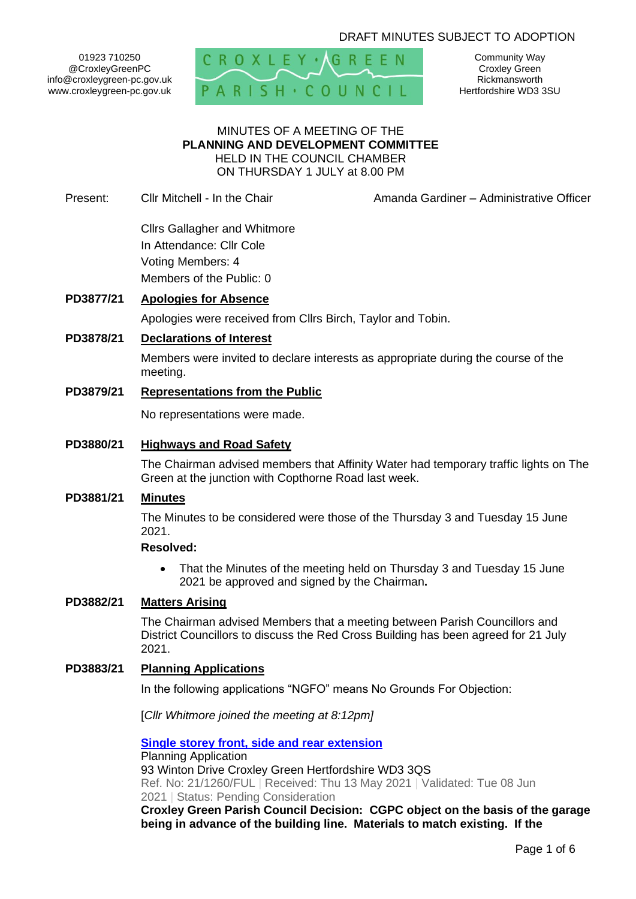DRAFT MINUTES SUBJECT TO ADOPTION

01923 710250
@CroxleyGreenPC
info@croxleygreen-pc.gov.uk
www.croxleygreen-pc.gov.uk

CROXLEY GREEN PARISH COUNCIL

Community Way
Croxley Green
Rickmansworth
Hertfordshire WD3 3SU

MINUTES OF A MEETING OF THE
**PLANNING AND DEVELOPMENT COMMITTEE**
HELD IN THE COUNCIL CHAMBER
ON THURSDAY 1 JULY at 8.00 PM

Present: Cllr Mitchell - In the Chair — Amanda Gardiner – Administrative Officer

Cllrs Gallagher and Whitmore
In Attendance: Cllr Cole
Voting Members: 4
Members of the Public: 0

**PD3877/21 Apologies for Absence**

Apologies were received from Cllrs Birch, Taylor and Tobin.

**PD3878/21 Declarations of Interest**

Members were invited to declare interests as appropriate during the course of the meeting.

**PD3879/21 Representations from the Public**

No representations were made.

**PD3880/21 Highways and Road Safety**

The Chairman advised members that Affinity Water had temporary traffic lights on The Green at the junction with Copthorne Road last week.

**PD3881/21 Minutes**

The Minutes to be considered were those of the Thursday 3 and Tuesday 15 June 2021.

**Resolved:**

- That the Minutes of the meeting held on Thursday 3 and Tuesday 15 June 2021 be approved and signed by the Chairman**.**

**PD3882/21 Matters Arising**

The Chairman advised Members that a meeting between Parish Councillors and District Councillors to discuss the Red Cross Building has been agreed for 21 July 2021.

**PD3883/21 Planning Applications**

In the following applications "NGFO" means No Grounds For Objection:

[*Cllr Whitmore joined the meeting at 8:12pm]*

**Single storey front, side and rear extension**
Planning Application
93 Winton Drive Croxley Green Hertfordshire WD3 3QS
Ref. No: 21/1260/FUL | Received: Thu 13 May 2021 | Validated: Tue 08 Jun 2021 | Status: Pending Consideration
**Croxley Green Parish Council Decision: CGPC object on the basis of the garage being in advance of the building line. Materials to match existing. If the**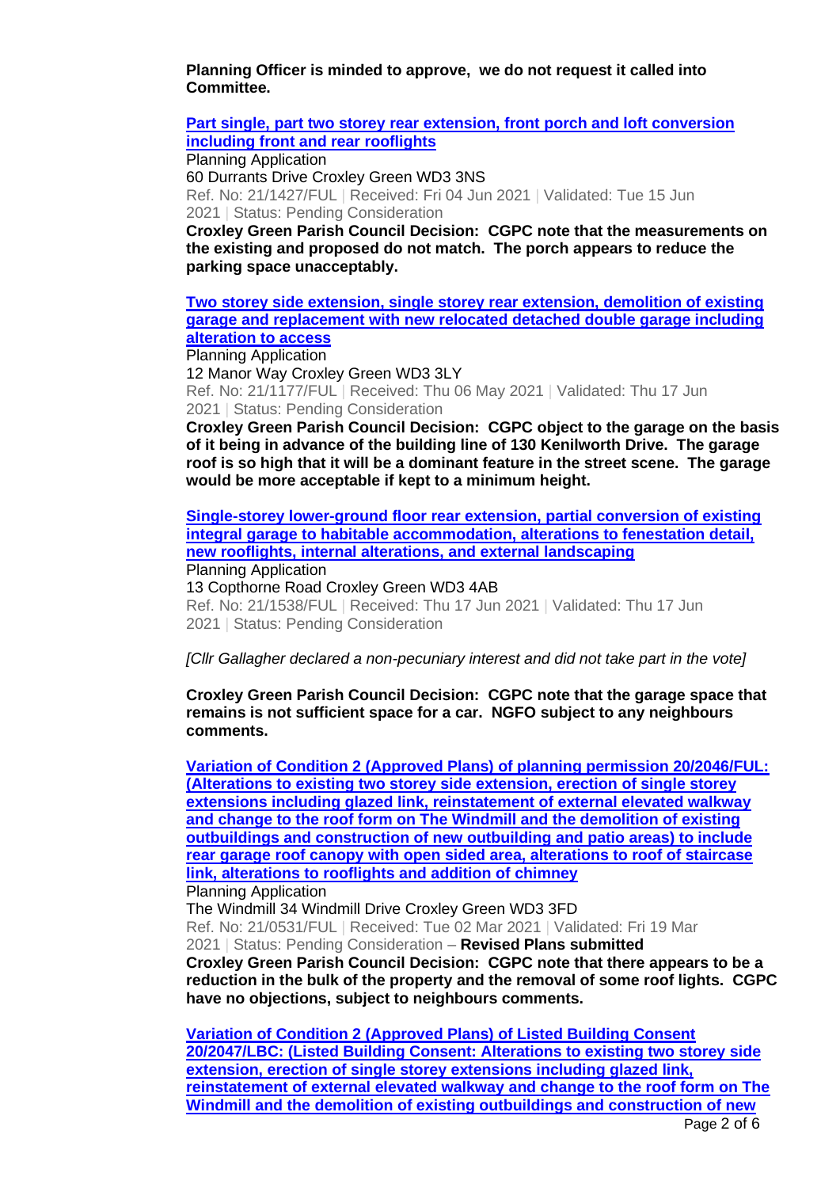**Planning Officer is minded to approve, we do not request it called into Committee.**

**Part single, part two storey rear extension, front porch and loft conversion including front and rear rooflights**

Planning Application
60 Durrants Drive Croxley Green WD3 3NS
Ref. No: 21/1427/FUL | Received: Fri 04 Jun 2021 | Validated: Tue 15 Jun 2021 | Status: Pending Consideration

**Croxley Green Parish Council Decision: CGPC note that the measurements on the existing and proposed do not match. The porch appears to reduce the parking space unacceptably.**

**Two storey side extension, single storey rear extension, demolition of existing garage and replacement with new relocated detached double garage including alteration to access**

Planning Application
12 Manor Way Croxley Green WD3 3LY
Ref. No: 21/1177/FUL | Received: Thu 06 May 2021 | Validated: Thu 17 Jun 2021 | Status: Pending Consideration

**Croxley Green Parish Council Decision: CGPC object to the garage on the basis of it being in advance of the building line of 130 Kenilworth Drive. The garage roof is so high that it will be a dominant feature in the street scene. The garage would be more acceptable if kept to a minimum height.**

**Single-storey lower-ground floor rear extension, partial conversion of existing integral garage to habitable accommodation, alterations to fenestation detail, new rooflights, internal alterations, and external landscaping**

Planning Application
13 Copthorne Road Croxley Green WD3 4AB
Ref. No: 21/1538/FUL | Received: Thu 17 Jun 2021 | Validated: Thu 17 Jun 2021 | Status: Pending Consideration

*[Cllr Gallagher declared a non-pecuniary interest and did not take part in the vote]*

**Croxley Green Parish Council Decision: CGPC note that the garage space that remains is not sufficient space for a car. NGFO subject to any neighbours comments.**

**Variation of Condition 2 (Approved Plans) of planning permission 20/2046/FUL: (Alterations to existing two storey side extension, erection of single storey extensions including glazed link, reinstatement of external elevated walkway and change to the roof form on The Windmill and the demolition of existing outbuildings and construction of new outbuilding and patio areas) to include rear garage roof canopy with open sided area, alterations to roof of staircase link, alterations to rooflights and addition of chimney**

Planning Application
The Windmill 34 Windmill Drive Croxley Green WD3 3FD
Ref. No: 21/0531/FUL | Received: Tue 02 Mar 2021 | Validated: Fri 19 Mar 2021 | Status: Pending Consideration – **Revised Plans submitted**

**Croxley Green Parish Council Decision: CGPC note that there appears to be a reduction in the bulk of the property and the removal of some roof lights. CGPC have no objections, subject to neighbours comments.**

**Variation of Condition 2 (Approved Plans) of Listed Building Consent 20/2047/LBC: (Listed Building Consent: Alterations to existing two storey side extension, erection of single storey extensions including glazed link, reinstatement of external elevated walkway and change to the roof form on The Windmill and the demolition of existing outbuildings and construction of new**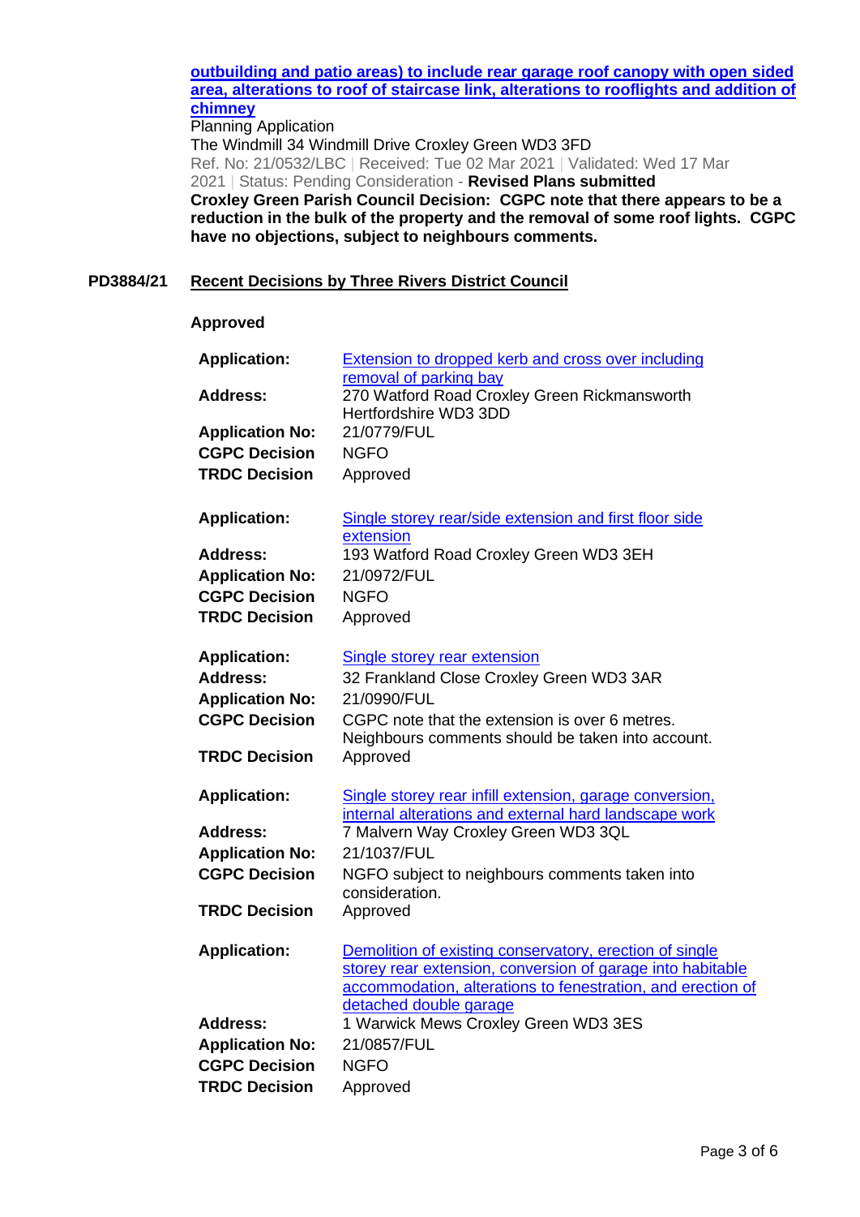**outbuilding and patio areas) to include rear garage roof canopy with open sided area, alterations to roof of staircase link, alterations to rooflights and addition of chimney**

Planning Application

The Windmill 34 Windmill Drive Croxley Green WD3 3FD

Ref. No: 21/0532/LBC | Received: Tue 02 Mar 2021 | Validated: Wed 17 Mar 2021 | Status: Pending Consideration - **Revised Plans submitted**

**Croxley Green Parish Council Decision: CGPC note that there appears to be a reduction in the bulk of the property and the removal of some roof lights. CGPC have no objections, subject to neighbours comments.**

## PD3884/21 Recent Decisions by Three Rivers District Council

**Approved**

| | |
|---|---|
| **Application:** | Extension to dropped kerb and cross over including removal of parking bay |
| **Address:** | 270 Watford Road Croxley Green Rickmansworth Hertfordshire WD3 3DD |
| **Application No:** | 21/0779/FUL |
| **CGPC Decision** | NGFO |
| **TRDC Decision** | Approved |

| | |
|---|---|
| **Application:** | Single storey rear/side extension and first floor side extension |
| **Address:** | 193 Watford Road Croxley Green WD3 3EH |
| **Application No:** | 21/0972/FUL |
| **CGPC Decision** | NGFO |
| **TRDC Decision** | Approved |

| | |
|---|---|
| **Application:** | Single storey rear extension |
| **Address:** | 32 Frankland Close Croxley Green WD3 3AR |
| **Application No:** | 21/0990/FUL |
| **CGPC Decision** | CGPC note that the extension is over 6 metres. Neighbours comments should be taken into account. |
| **TRDC Decision** | Approved |

| | |
|---|---|
| **Application:** | Single storey rear infill extension, garage conversion, internal alterations and external hard landscape work |
| **Address:** | 7 Malvern Way Croxley Green WD3 3QL |
| **Application No:** | 21/1037/FUL |
| **CGPC Decision** | NGFO subject to neighbours comments taken into consideration. |
| **TRDC Decision** | Approved |

| | |
|---|---|
| **Application:** | Demolition of existing conservatory, erection of single storey rear extension, conversion of garage into habitable accommodation, alterations to fenestration, and erection of detached double garage |
| **Address:** | 1 Warwick Mews Croxley Green WD3 3ES |
| **Application No:** | 21/0857/FUL |
| **CGPC Decision** | NGFO |
| **TRDC Decision** | Approved |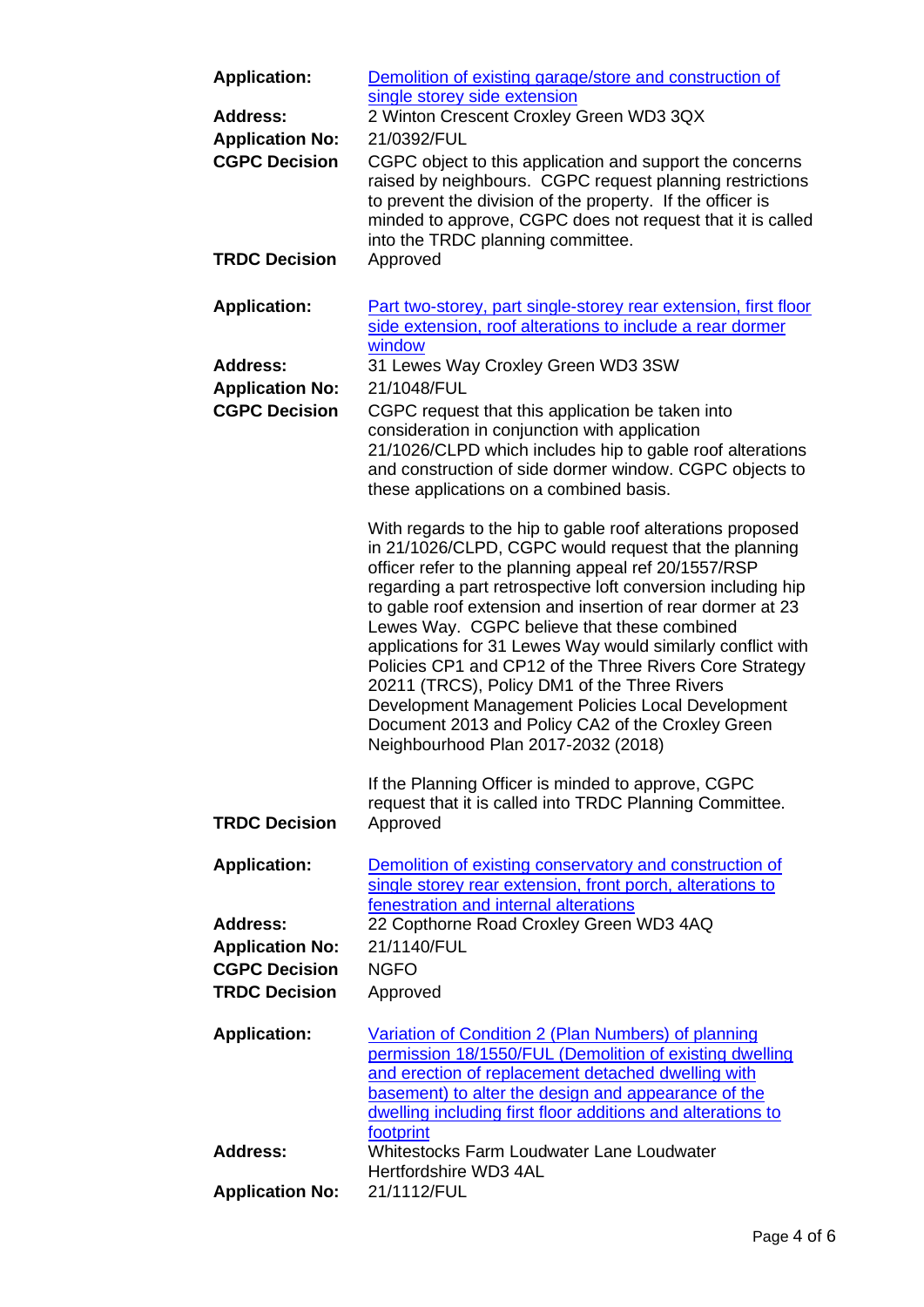**Application:** Demolition of existing garage/store and construction of single storey side extension

**Address:** 2 Winton Crescent Croxley Green WD3 3QX

**Application No:** 21/0392/FUL

**CGPC Decision** CGPC object to this application and support the concerns raised by neighbours. CGPC request planning restrictions to prevent the division of the property. If the officer is minded to approve, CGPC does not request that it is called into the TRDC planning committee.

**TRDC Decision** Approved

**Application:** Part two-storey, part single-storey rear extension, first floor side extension, roof alterations to include a rear dormer window

**Address:** 31 Lewes Way Croxley Green WD3 3SW

**Application No:** 21/1048/FUL

**CGPC Decision** CGPC request that this application be taken into consideration in conjunction with application 21/1026/CLPD which includes hip to gable roof alterations and construction of side dormer window. CGPC objects to these applications on a combined basis.

With regards to the hip to gable roof alterations proposed in 21/1026/CLPD, CGPC would request that the planning officer refer to the planning appeal ref 20/1557/RSP regarding a part retrospective loft conversion including hip to gable roof extension and insertion of rear dormer at 23 Lewes Way. CGPC believe that these combined applications for 31 Lewes Way would similarly conflict with Policies CP1 and CP12 of the Three Rivers Core Strategy 20211 (TRCS), Policy DM1 of the Three Rivers Development Management Policies Local Development Document 2013 and Policy CA2 of the Croxley Green Neighbourhood Plan 2017-2032 (2018)

If the Planning Officer is minded to approve, CGPC request that it is called into TRDC Planning Committee.

**TRDC Decision** Approved

**Application:** Demolition of existing conservatory and construction of single storey rear extension, front porch, alterations to fenestration and internal alterations

**Address:** 22 Copthorne Road Croxley Green WD3 4AQ

**Application No:** 21/1140/FUL

**CGPC Decision** NGFO

**TRDC Decision** Approved

**Application:** Variation of Condition 2 (Plan Numbers) of planning permission 18/1550/FUL (Demolition of existing dwelling and erection of replacement detached dwelling with basement) to alter the design and appearance of the dwelling including first floor additions and alterations to footprint

**Address:** Whitestocks Farm Loudwater Lane Loudwater Hertfordshire WD3 4AL

**Application No:** 21/1112/FUL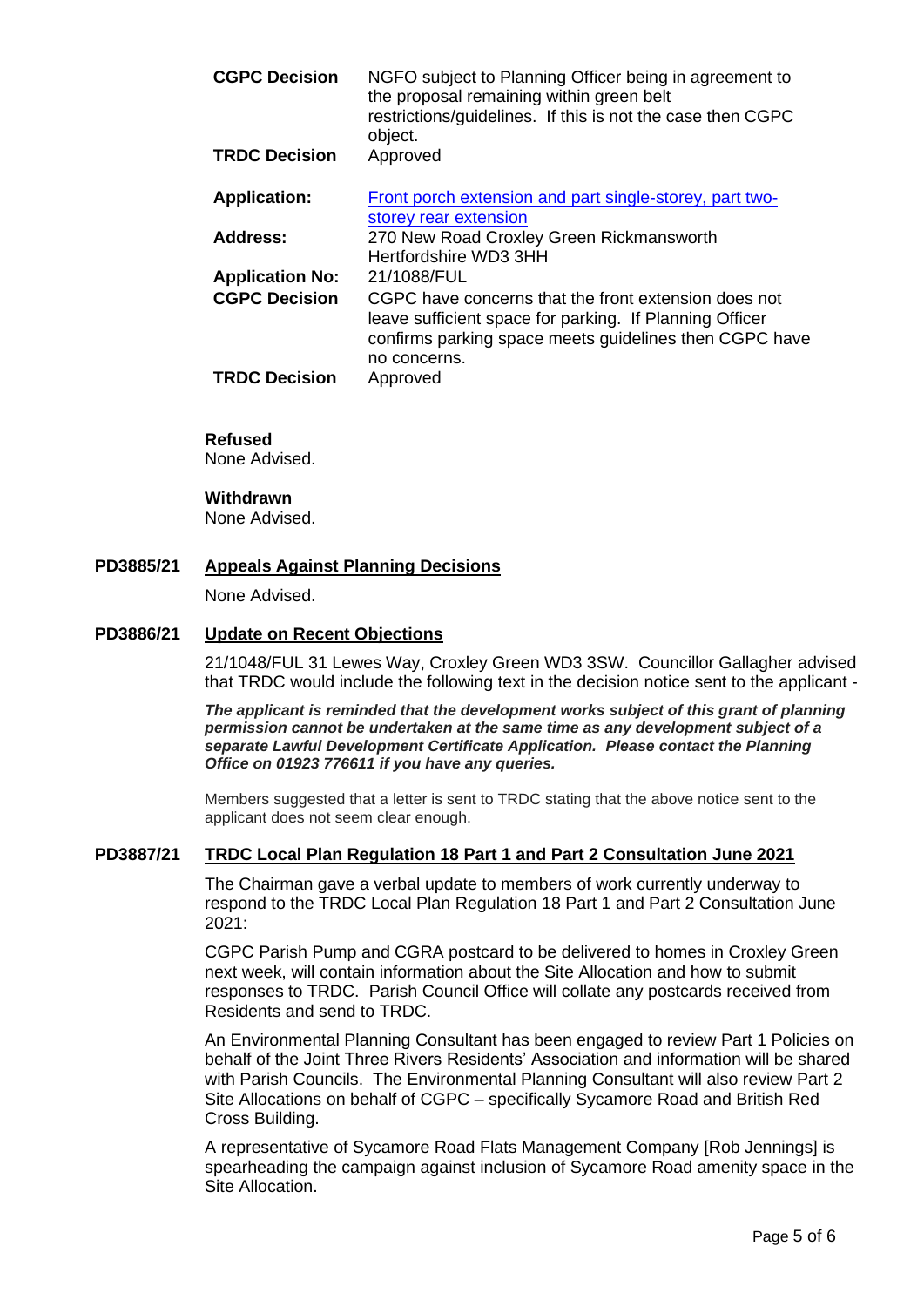| | |
|---|---|
| **CGPC Decision** | NGFO subject to Planning Officer being in agreement to the proposal remaining within green belt restrictions/guidelines. If this is not the case then CGPC object. |
| **TRDC Decision** | Approved |

| | |
|---|---|
| **Application:** | Front porch extension and part single-storey, part two-storey rear extension |
| **Address:** | 270 New Road Croxley Green Rickmansworth Hertfordshire WD3 3HH |
| **Application No:** | 21/1088/FUL |
| **CGPC Decision** | CGPC have concerns that the front extension does not leave sufficient space for parking. If Planning Officer confirms parking space meets guidelines then CGPC have no concerns. |
| **TRDC Decision** | Approved |

**Refused**

None Advised.

**Withdrawn**

None Advised.

**PD3885/21 Appeals Against Planning Decisions**

None Advised.

**PD3886/21 Update on Recent Objections**

21/1048/FUL 31 Lewes Way, Croxley Green WD3 3SW. Councillor Gallagher advised that TRDC would include the following text in the decision notice sent to the applicant -

***The applicant is reminded that the development works subject of this grant of planning permission cannot be undertaken at the same time as any development subject of a separate Lawful Development Certificate Application. Please contact the Planning Office on 01923 776611 if you have any queries.***

Members suggested that a letter is sent to TRDC stating that the above notice sent to the applicant does not seem clear enough.

**PD3887/21 TRDC Local Plan Regulation 18 Part 1 and Part 2 Consultation June 2021**

The Chairman gave a verbal update to members of work currently underway to respond to the TRDC Local Plan Regulation 18 Part 1 and Part 2 Consultation June 2021:

CGPC Parish Pump and CGRA postcard to be delivered to homes in Croxley Green next week, will contain information about the Site Allocation and how to submit responses to TRDC. Parish Council Office will collate any postcards received from Residents and send to TRDC.

An Environmental Planning Consultant has been engaged to review Part 1 Policies on behalf of the Joint Three Rivers Residents' Association and information will be shared with Parish Councils. The Environmental Planning Consultant will also review Part 2 Site Allocations on behalf of CGPC – specifically Sycamore Road and British Red Cross Building.

A representative of Sycamore Road Flats Management Company [Rob Jennings] is spearheading the campaign against inclusion of Sycamore Road amenity space in the Site Allocation.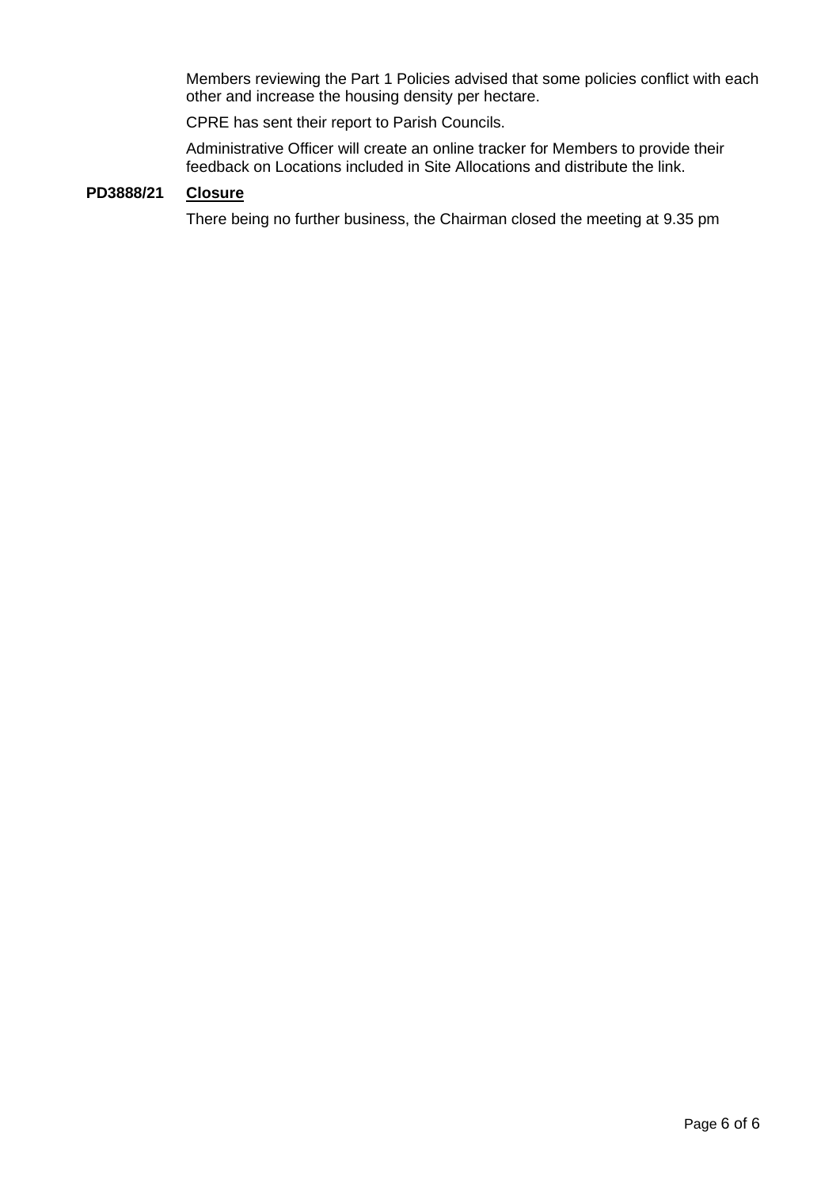Members reviewing the Part 1 Policies advised that some policies conflict with each other and increase the housing density per hectare.

CPRE has sent their report to Parish Councils.

Administrative Officer will create an online tracker for Members to provide their feedback on Locations included in Site Allocations and distribute the link.

**PD3888/21 Closure**

There being no further business, the Chairman closed the meeting at 9.35 pm